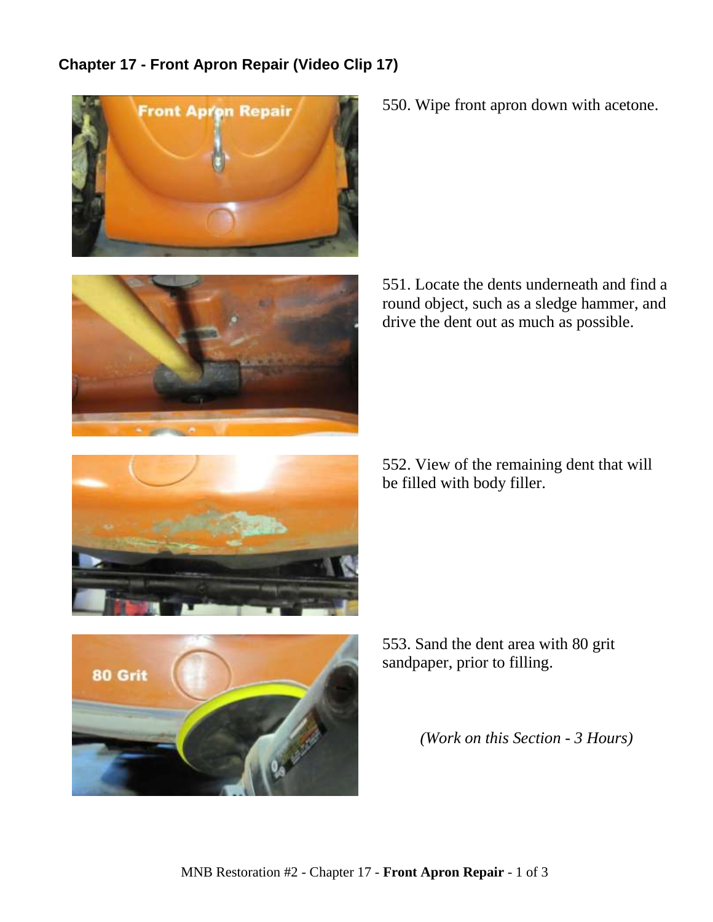## Chapter 17 - Front Apron Repair (Video Clip 17)

550. Wipe front apron down with acetone.

551. Locate the dents underneath and find a round object, such as a sledge hammer, and drive the dent out as much as possible.

552. View of the remaining dent that will be filled with body filler.

553. Sand the dent area with 80 grit sandpaper, prior to filling.

*(Work on this Section - 3 Hours)*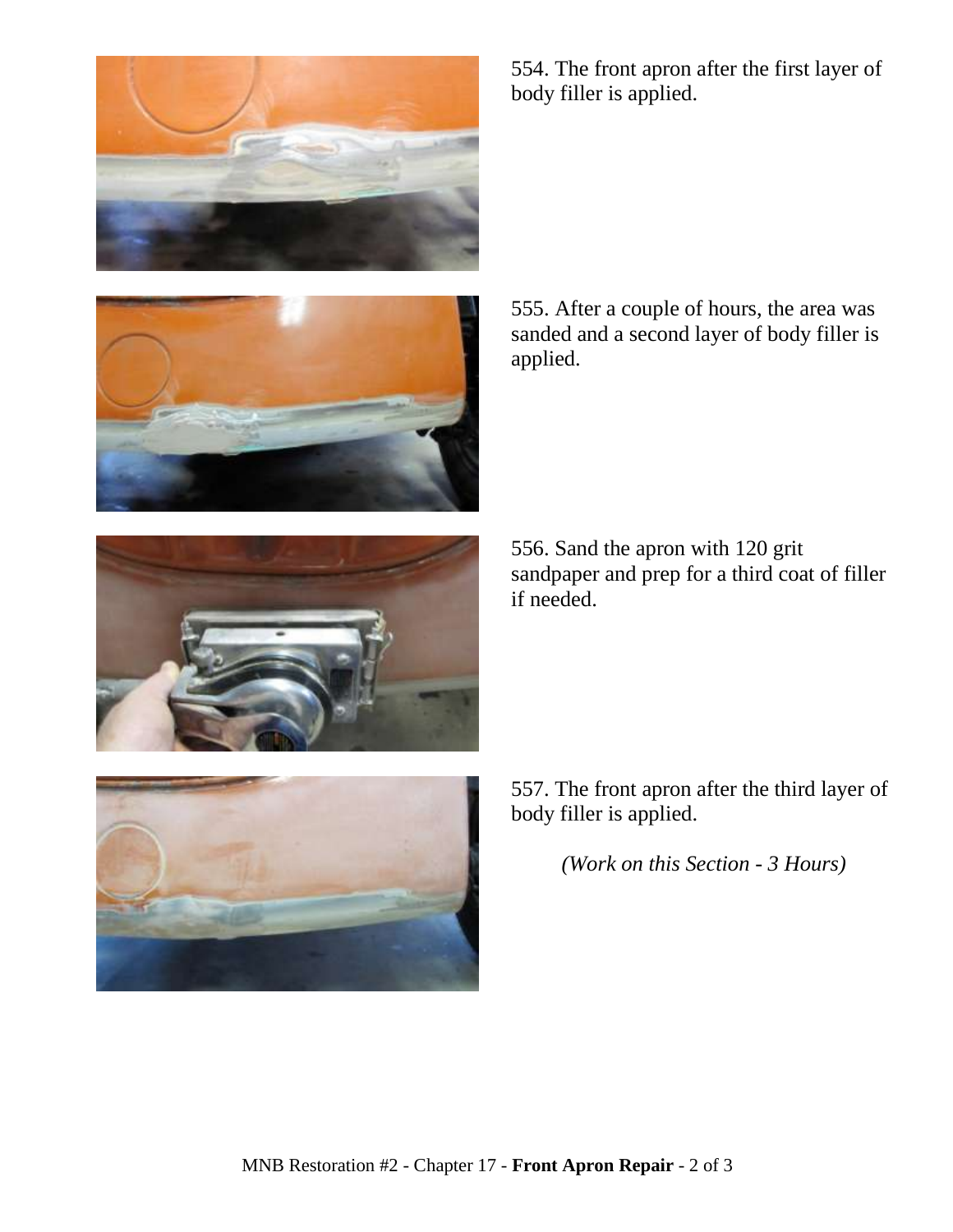554. The front apron after the first layer of body filler is applied.

555. After a couple of hours, the area was sanded and a second layer of body filler is applied.

556. Sand the apron with 120 grit sandpaper and prep for a third coat of filler if needed.

557. The front apron after the third layer of body filler is applied.

*(Work on this Section - 3 Hours)*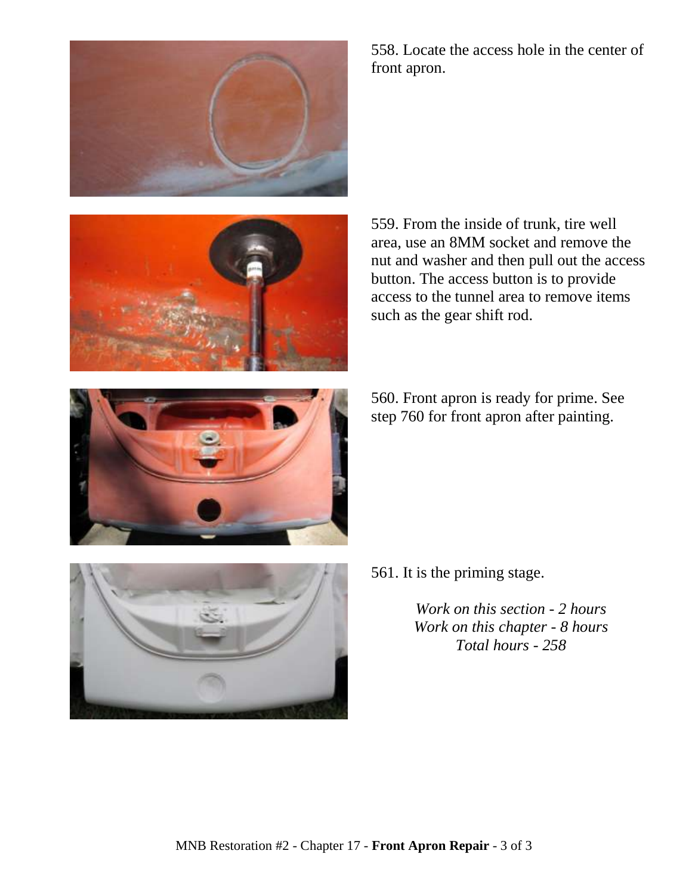558. Locate the access hole in the center of front apron.

559. From the inside of trunk, tire well area, use an 8MM socket and remove the nut and washer and then pull out the access button. The access button is to provide access to the tunnel area to remove items such as the gear shift rod.

560. Front apron is ready for prime. See step 760 for front apron after painting.

561. It is the priming stage.

*Work on this section - 2 hours*
*Work on this chapter - 8 hours*
*Total hours - 258*